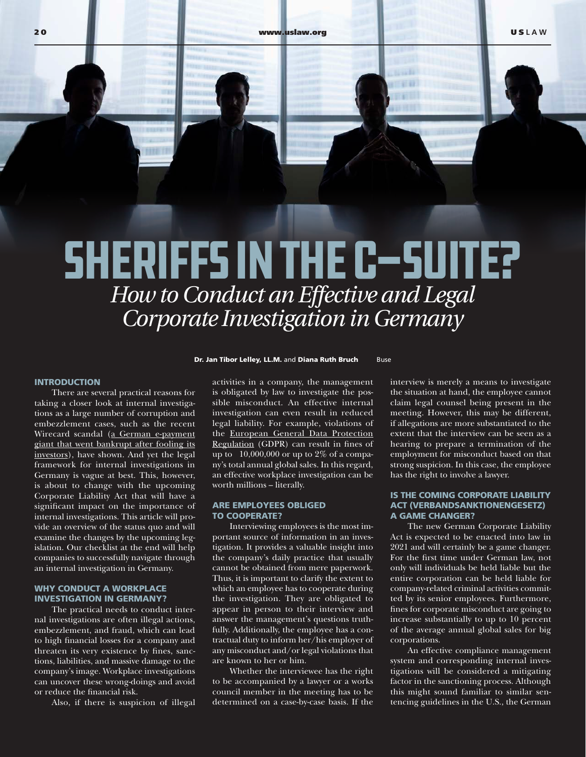# SHERIFFS IN THE C-SUITE?

## *How to Conduct an Effective and Legal Corporate Investigation in Germany*

**Dr. Jan Tibor Lelley, LL.M.** and **Diana Ruth Bruch** Buse

### INTRODUCTION

There are several practical reasons for taking a closer look at internal investigations as a large number of corruption and embezzlement cases, such as the recent Wirecard scandal (a German e-payment giant that went bankrupt after fooling its investors), have shown. And yet the legal framework for internal investigations in Germany is vague at best. This, however, is about to change with the upcoming Corporate Liability Act that will have a significant impact on the importance of internal investigations. This article will provide an overview of the status quo and will examine the changes by the upcoming legislation. Our checklist at the end will help companies to successfully navigate through an internal investigation in Germany.

### WHY CONDUCT A WORKPLACE INVESTIGATION IN GERMANY?

The practical needs to conduct internal investigations are often illegal actions, embezzlement, and fraud, which can lead to high financial losses for a company and threaten its very existence by fines, sanctions, liabilities, and massive damage to the company's image. Workplace investigations can uncover these wrong-doings and avoid or reduce the financial risk.

Also, if there is suspicion of illegal activities in a company, the management is obligated by law to investigate the possible misconduct. An effective internal investigation can even result in reduced legal liability. For example, violations of the European General Data Protection Regulation (GDPR) can result in fines of up to 10,000,000 or up to 2% of a company's total annual global sales. In this regard, an effective workplace investigation can be worth millions – literally.

### ARE EMPLOYEES OBLIGED TO COOPERATE?

Interviewing employees is the most important source of information in an investigation. It provides a valuable insight into the company's daily practice that usually cannot be obtained from mere paperwork. Thus, it is important to clarify the extent to which an employee has to cooperate during the investigation. They are obligated to appear in person to their interview and answer the management's questions truthfully. Additionally, the employee has a contractual duty to inform her/his employer of any misconduct and/or legal violations that are known to her or him.

Whether the interviewee has the right to be accompanied by a lawyer or a works council member in the meeting has to be determined on a case-by-case basis. If the interview is merely a means to investigate the situation at hand, the employee cannot claim legal counsel being present in the meeting. However, this may be different, if allegations are more substantiated to the extent that the interview can be seen as a hearing to prepare a termination of the employment for misconduct based on that strong suspicion. In this case, the employee has the right to involve a lawyer.

### IS THE COMING CORPORATE LIABILITY ACT (VERBANDSANKTIONENGESETZ) A GAME CHANGER?

The new German Corporate Liability Act is expected to be enacted into law in 2021 and will certainly be a game changer. For the first time under German law, not only will individuals be held liable but the entire corporation can be held liable for company-related criminal activities committed by its senior employees. Furthermore, fines for corporate misconduct are going to increase substantially to up to 10 percent of the average annual global sales for big corporations.

An effective compliance management system and corresponding internal investigations will be considered a mitigating factor in the sanctioning process. Although this might sound familiar to similar sentencing guidelines in the U.S., the German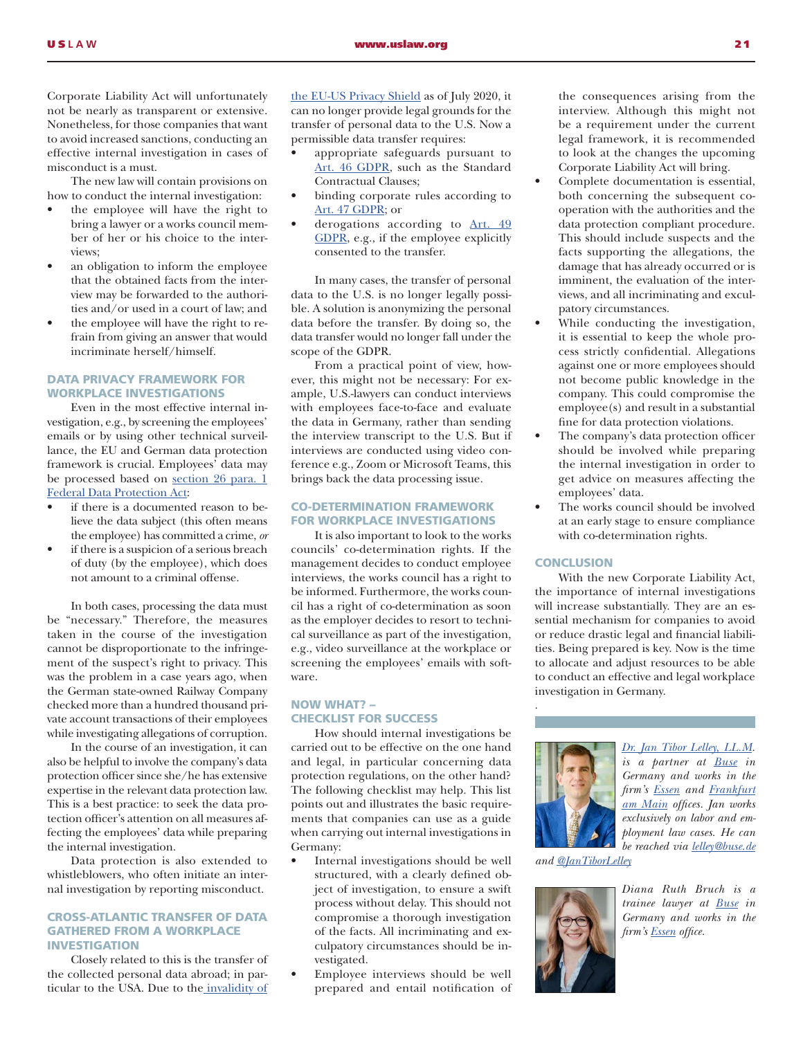Corporate Liability Act will unfortunately not be nearly as transparent or extensive. Nonetheless, for those companies that want to avoid increased sanctions, conducting an effective internal investigation in cases of misconduct is a must.

The new law will contain provisions on how to conduct the internal investigation:

- the employee will have the right to bring a lawyer or a works council member of her or his choice to the interviews;
- an obligation to inform the employee that the obtained facts from the interview may be forwarded to the authorities and/or used in a court of law; and
- the employee will have the right to refrain from giving an answer that would incriminate herself/himself.

## DATA PRIVACY FRAMEWORK FOR WORKPLACE INVESTIGATIONS

Even in the most effective internal investigation, e.g., by screening the employees' emails or by using other technical surveillance, the EU and German data protection framework is crucial. Employees' data may be processed based on section 26 para. 1 Federal Data Protection Act:

- if there is a documented reason to believe the data subject (this often means the employee) has committed a crime, *or*
- if there is a suspicion of a serious breach of duty (by the employee), which does not amount to a criminal offense.

In both cases, processing the data must be "necessary." Therefore, the measures taken in the course of the investigation cannot be disproportionate to the infringement of the suspect's right to privacy. This was the problem in a case years ago, when the German state-owned Railway Company checked more than a hundred thousand private account transactions of their employees while investigating allegations of corruption.

In the course of an investigation, it can also be helpful to involve the company's data protection officer since she/he has extensive expertise in the relevant data protection law. This is a best practice: to seek the data protection officer's attention on all measures affecting the employees' data while preparing the internal investigation.

Data protection is also extended to whistleblowers, who often initiate an internal investigation by reporting misconduct.

## CROSS-ATLANTIC TRANSFER OF DATA GATHERED FROM A WORKPLACE INVESTIGATION

Closely related to this is the transfer of the collected personal data abroad; in particular to the USA. Due to the invalidity of the EU-US Privacy Shield as of July 2020, it can no longer provide legal grounds for the transfer of personal data to the U.S. Now a permissible data transfer requires:

- appropriate safeguards pursuant to Art. 46 GDPR, such as the Standard Contractual Clauses;
- binding corporate rules according to Art. 47 GDPR; or
- derogations according to Art. 49 GDPR, e.g., if the employee explicitly consented to the transfer.

In many cases, the transfer of personal data to the U.S. is no longer legally possible. A solution is anonymizing the personal data before the transfer. By doing so, the data transfer would no longer fall under the scope of the GDPR.

From a practical point of view, however, this might not be necessary: For example, U.S.-lawyers can conduct interviews with employees face-to-face and evaluate the data in Germany, rather than sending the interview transcript to the U.S. But if interviews are conducted using video conference e.g., Zoom or Microsoft Teams, this brings back the data processing issue.

## CO-DETERMINATION FRAMEWORK FOR WORKPLACE INVESTIGATIONS

It is also important to look to the works councils' co-determination rights. If the management decides to conduct employee interviews, the works council has a right to be informed. Furthermore, the works council has a right of co-determination as soon as the employer decides to resort to technical surveillance as part of the investigation, e.g., video surveillance at the workplace or screening the employees' emails with software.

## NOW WHAT? – CHECKLIST FOR SUCCESS

How should internal investigations be carried out to be effective on the one hand and legal, in particular concerning data protection regulations, on the other hand? The following checklist may help. This list points out and illustrates the basic requirements that companies can use as a guide when carrying out internal investigations in Germany:

- Internal investigations should be well structured, with a clearly defined object of investigation, to ensure a swift process without delay. This should not compromise a thorough investigation of the facts. All incriminating and exculpatory circumstances should be investigated.
- Employee interviews should be well prepared and entail notification of the consequences arising from the interview. Although this might not be a requirement under the current legal framework, it is recommended to look at the changes the upcoming Corporate Liability Act will bring.
- Complete documentation is essential, both concerning the subsequent cooperation with the authorities and the data protection compliant procedure. This should include suspects and the facts supporting the allegations, the damage that has already occurred or is imminent, the evaluation of the interviews, and all incriminating and exculpatory circumstances.
- While conducting the investigation, it is essential to keep the whole process strictly confidential. Allegations against one or more employees should not become public knowledge in the company. This could compromise the employee(s) and result in a substantial fine for data protection violations.
- The company's data protection officer should be involved while preparing the internal investigation in order to get advice on measures affecting the employees' data.
- The works council should be involved at an early stage to ensure compliance with co-determination rights.

## CONCLUSION

With the new Corporate Liability Act, the importance of internal investigations will increase substantially. They are an essential mechanism for companies to avoid or reduce drastic legal and financial liabilities. Being prepared is key. Now is the time to allocate and adjust resources to be able to conduct an effective and legal workplace investigation in Germany.

*Dr. Jan Tibor Lelley, LL.M. is a partner at Buse in Germany and works in the firm's Essen and Frankfurt am Main offices. Jan works exclusively on labor and employment law cases. He can be reached via lelley@buse.de and @JanTiborLelley*

*Diana Ruth Bruch is a trainee lawyer at Buse in Germany and works in the firm's Essen office.*